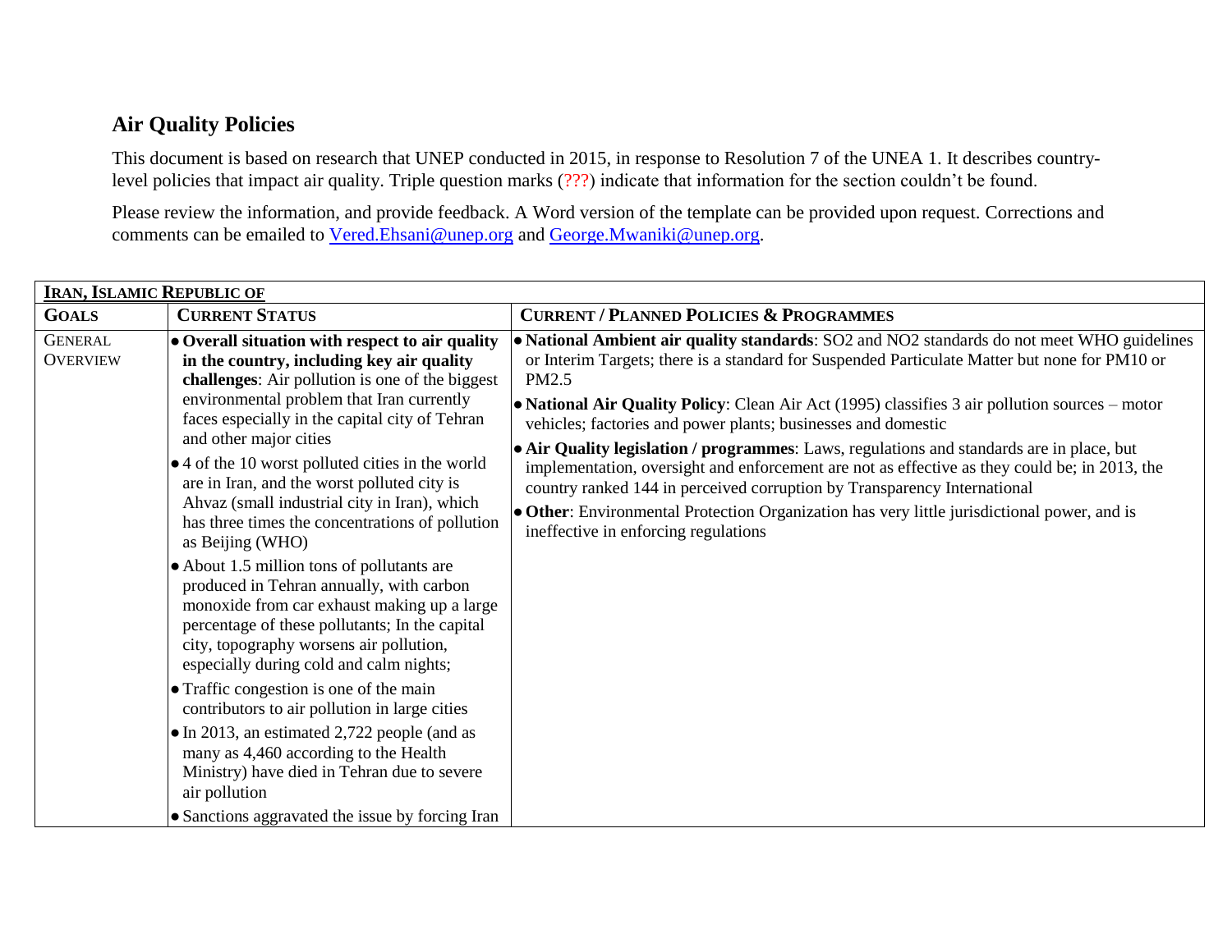## Air Quality Policies

This document is based on research that UNEP conducted in 2015, in response to Resolution 7 of the UNEA 1. It describes country-level policies that impact air quality. Triple question marks (???) indicate that information for the section couldn't be found.

Please review the information, and provide feedback. A Word version of the template can be provided upon request. Corrections and comments can be emailed to Vered.Ehsani@unep.org and George.Mwaniki@unep.org.

| **IRAN, ISLAMIC REPUBLIC OF** | | |
|---|---|---|
| **GOALS** | **CURRENT STATUS** | **CURRENT / PLANNED POLICIES & PROGRAMMES** |
| GENERAL OVERVIEW | • **Overall situation with respect to air quality in the country, including key air quality challenges**: Air pollution is one of the biggest environmental problem that Iran currently faces especially in the capital city of Tehran and other major cities<br>• 4 of the 10 worst polluted cities in the world are in Iran, and the worst polluted city is Ahvaz (small industrial city in Iran), which has three times the concentrations of pollution as Beijing (WHO)<br>• About 1.5 million tons of pollutants are produced in Tehran annually, with carbon monoxide from car exhaust making up a large percentage of these pollutants; In the capital city, topography worsens air pollution, especially during cold and calm nights;<br>• Traffic congestion is one of the main contributors to air pollution in large cities<br>• In 2013, an estimated 2,722 people (and as many as 4,460 according to the Health Ministry) have died in Tehran due to severe air pollution<br>• Sanctions aggravated the issue by forcing Iran | • **National Ambient air quality standards**: SO2 and NO2 standards do not meet WHO guidelines or Interim Targets; there is a standard for Suspended Particulate Matter but none for PM10 or PM2.5<br>• **National Air Quality Policy**: Clean Air Act (1995) classifies 3 air pollution sources – motor vehicles; factories and power plants; businesses and domestic<br>• **Air Quality legislation / programmes**: Laws, regulations and standards are in place, but implementation, oversight and enforcement are not as effective as they could be; in 2013, the country ranked 144 in perceived corruption by Transparency International<br>• **Other**: Environmental Protection Organization has very little jurisdictional power, and is ineffective in enforcing regulations |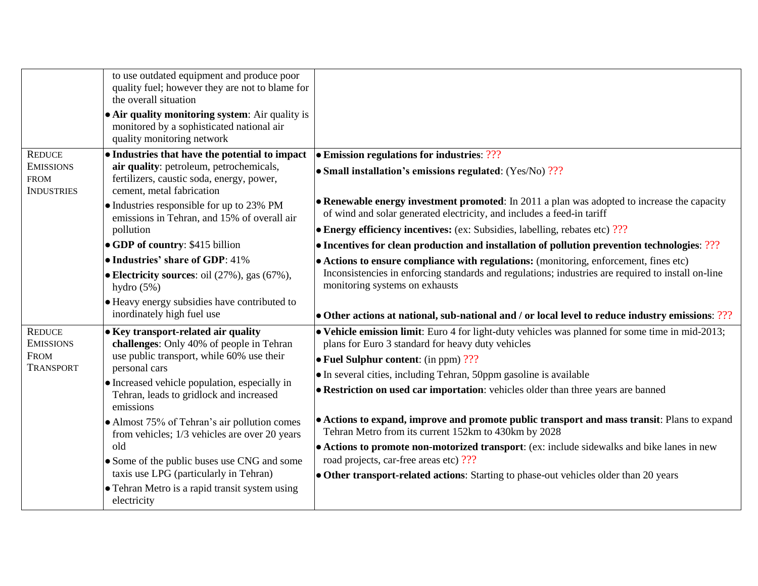| | | |
|---|---|---|
| | to use outdated equipment and produce poor quality fuel; however they are not to blame for the overall situation<br>● **Air quality monitoring system**: Air quality is monitored by a sophisticated national air quality monitoring network | |
| REDUCE EMISSIONS FROM INDUSTRIES | ● **Industries that have the potential to impact air quality**: petroleum, petrochemicals, fertilizers, caustic soda, energy, power, cement, metal fabrication<br>● Industries responsible for up to 23% PM emissions in Tehran, and 15% of overall air pollution<br>● **GDP of country**: $415 billion<br>● **Industries' share of GDP**: 41%<br>● **Electricity sources**: oil (27%), gas (67%), hydro (5%)<br>● Heavy energy subsidies have contributed to inordinately high fuel use | ● **Emission regulations for industries**: ???<br>● **Small installation's emissions regulated**: (Yes/No) ???<br>● **Renewable energy investment promoted**: In 2011 a plan was adopted to increase the capacity of wind and solar generated electricity, and includes a feed-in tariff<br>● **Energy efficiency incentives:** (ex: Subsidies, labelling, rebates etc) ???<br>● **Incentives for clean production and installation of pollution prevention technologies**: ???<br>● **Actions to ensure compliance with regulations:** (monitoring, enforcement, fines etc) Inconsistencies in enforcing standards and regulations; industries are required to install on-line monitoring systems on exhausts<br>● **Other actions at national, sub-national and / or local level to reduce industry emissions**: ??? |
| REDUCE EMISSIONS FROM TRANSPORT | ● **Key transport-related air quality challenges**: Only 40% of people in Tehran use public transport, while 60% use their personal cars<br>● Increased vehicle population, especially in Tehran, leads to gridlock and increased emissions<br>● Almost 75% of Tehran's air pollution comes from vehicles; 1/3 vehicles are over 20 years old<br>● Some of the public buses use CNG and some taxis use LPG (particularly in Tehran)<br>● Tehran Metro is a rapid transit system using electricity | ● **Vehicle emission limit**: Euro 4 for light-duty vehicles was planned for some time in mid-2013; plans for Euro 3 standard for heavy duty vehicles<br>● **Fuel Sulphur content**: (in ppm) ???<br>● In several cities, including Tehran, 50ppm gasoline is available<br>● **Restriction on used car importation**: vehicles older than three years are banned<br>● **Actions to expand, improve and promote public transport and mass transit**: Plans to expand Tehran Metro from its current 152km to 430km by 2028<br>● **Actions to promote non-motorized transport**: (ex: include sidewalks and bike lanes in new road projects, car-free areas etc) ???<br>● **Other transport-related actions**: Starting to phase-out vehicles older than 20 years |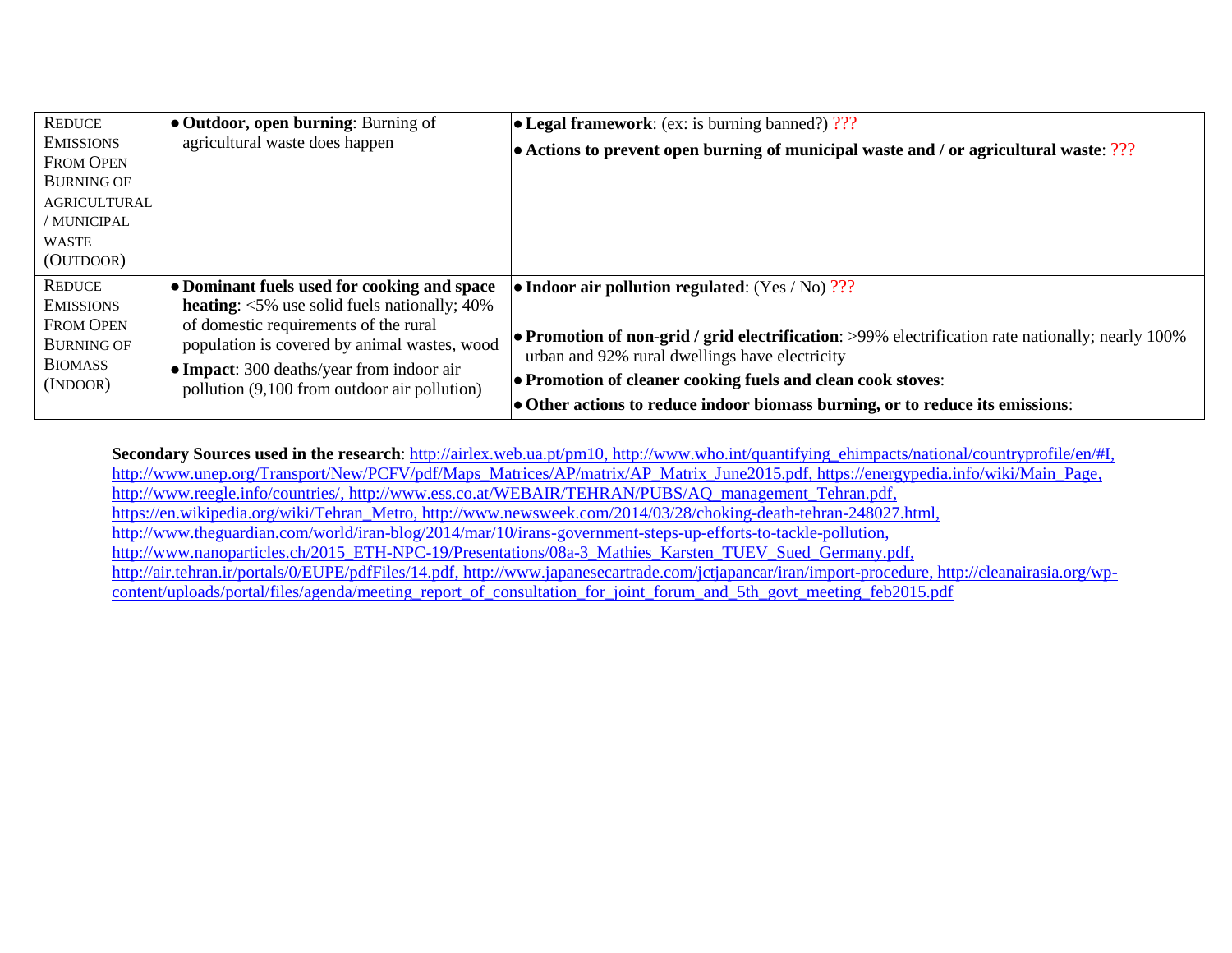| | | |
|---|---|---|
| REDUCE EMISSIONS FROM OPEN BURNING OF AGRICULTURAL / MUNICIPAL WASTE (OUTDOOR) | • **Outdoor, open burning**: Burning of agricultural waste does happen | • **Legal framework**: (ex: is burning banned?) ???<br>• **Actions to prevent open burning of municipal waste and / or agricultural waste**: ??? |
| REDUCE EMISSIONS FROM OPEN BURNING OF BIOMASS (INDOOR) | • **Dominant fuels used for cooking and space heating**: <5% use solid fuels nationally; 40% of domestic requirements of the rural population is covered by animal wastes, wood<br>• **Impact**: 300 deaths/year from indoor air pollution (9,100 from outdoor air pollution) | • **Indoor air pollution regulated**: (Yes / No) ???<br>• **Promotion of non-grid / grid electrification**: >99% electrification rate nationally; nearly 100% urban and 92% rural dwellings have electricity<br>• **Promotion of cleaner cooking fuels and clean cook stoves**:<br>• **Other actions to reduce indoor biomass burning, or to reduce its emissions**: |

**Secondary Sources used in the research**: http://airlex.web.ua.pt/pm10, http://www.who.int/quantifying_ehimpacts/national/countryprofile/en/#I, http://www.unep.org/Transport/New/PCFV/pdf/Maps_Matrices/AP/matrix/AP_Matrix_June2015.pdf, https://energypedia.info/wiki/Main_Page, http://www.reegle.info/countries/, http://www.ess.co.at/WEBAIR/TEHRAN/PUBS/AQ_management_Tehran.pdf, https://en.wikipedia.org/wiki/Tehran_Metro, http://www.newsweek.com/2014/03/28/choking-death-tehran-248027.html, http://www.theguardian.com/world/iran-blog/2014/mar/10/irans-government-steps-up-efforts-to-tackle-pollution, http://www.nanoparticles.ch/2015_ETH-NPC-19/Presentations/08a-3_Mathies_Karsten_TUEV_Sued_Germany.pdf, http://air.tehran.ir/portals/0/EUPE/pdfFiles/14.pdf, http://www.japanesecartrade.com/jctjapancar/iran/import-procedure, http://cleanairasia.org/wp-content/uploads/portal/files/agenda/meeting_report_of_consultation_for_joint_forum_and_5th_govt_meeting_feb2015.pdf